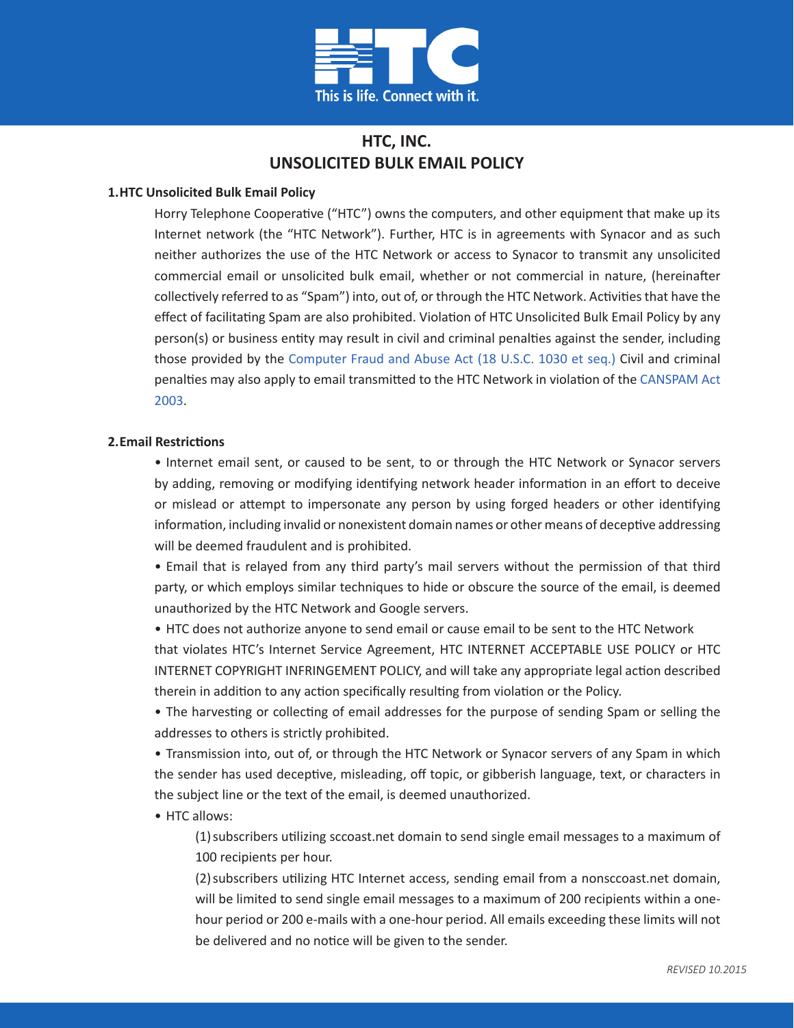# HTC, INC.
# UNSOLICITED BULK EMAIL POLICY

## 1. HTC Unsolicited Bulk Email Policy

Horry Telephone Cooperative ("HTC") owns the computers, and other equipment that make up its Internet network (the "HTC Network"). Further, HTC is in agreements with Synacor and as such neither authorizes the use of the HTC Network or access to Synacor to transmit any unsolicited commercial email or unsolicited bulk email, whether or not commercial in nature, (hereinafter collectively referred to as "Spam") into, out of, or through the HTC Network. Activities that have the effect of facilitating Spam are also prohibited. Violation of HTC Unsolicited Bulk Email Policy by any person(s) or business entity may result in civil and criminal penalties against the sender, including those provided by the Computer Fraud and Abuse Act (18 U.S.C. 1030 et seq.) Civil and criminal penalties may also apply to email transmitted to the HTC Network in violation of the CANSPAM Act 2003.

## 2. Email Restrictions

- Internet email sent, or caused to be sent, to or through the HTC Network or Synacor servers by adding, removing or modifying identifying network header information in an effort to deceive or mislead or attempt to impersonate any person by using forged headers or other identifying information, including invalid or nonexistent domain names or other means of deceptive addressing will be deemed fraudulent and is prohibited.
- Email that is relayed from any third party's mail servers without the permission of that third party, or which employs similar techniques to hide or obscure the source of the email, is deemed unauthorized by the HTC Network and Google servers.
- HTC does not authorize anyone to send email or cause email to be sent to the HTC Network that violates HTC's Internet Service Agreement, HTC INTERNET ACCEPTABLE USE POLICY or HTC INTERNET COPYRIGHT INFRINGEMENT POLICY, and will take any appropriate legal action described therein in addition to any action specifically resulting from violation or the Policy.
- The harvesting or collecting of email addresses for the purpose of sending Spam or selling the addresses to others is strictly prohibited.
- Transmission into, out of, or through the HTC Network or Synacor servers of any Spam in which the sender has used deceptive, misleading, off topic, or gibberish language, text, or characters in the subject line or the text of the email, is deemed unauthorized.
- HTC allows:
  (1) subscribers utilizing sccoast.net domain to send single email messages to a maximum of 100 recipients per hour.
  (2) subscribers utilizing HTC Internet access, sending email from a nonsccoast.net domain, will be limited to send single email messages to a maximum of 200 recipients within a one-hour period or 200 e-mails with a one-hour period. All emails exceeding these limits will not be delivered and no notice will be given to the sender.

*REVISED 10.2015*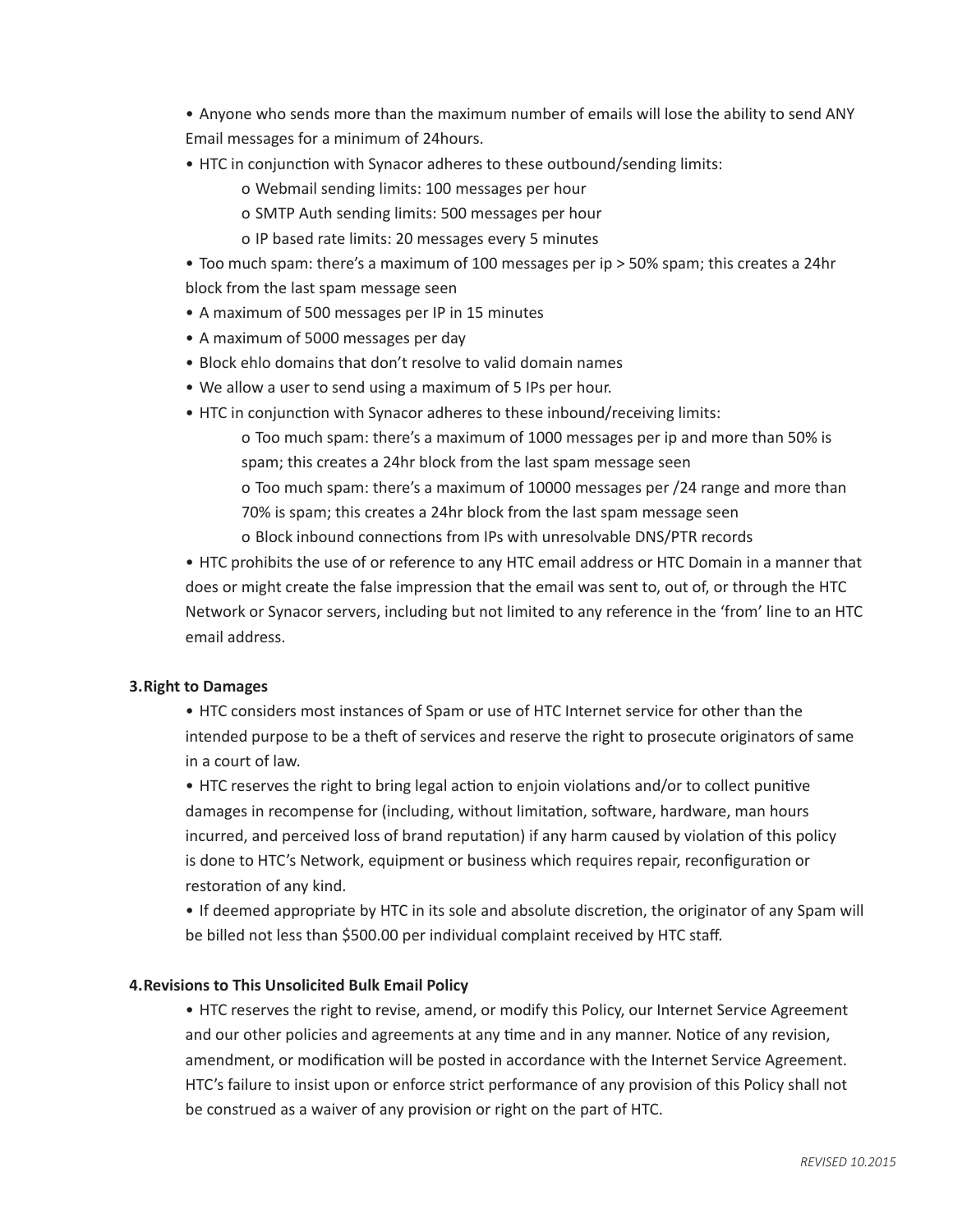- Anyone who sends more than the maximum number of emails will lose the ability to send ANY Email messages for a minimum of 24hours.
- HTC in conjunction with Synacor adheres to these outbound/sending limits:
  - Webmail sending limits: 100 messages per hour
  - SMTP Auth sending limits: 500 messages per hour
  - IP based rate limits: 20 messages every 5 minutes
- Too much spam: there's a maximum of 100 messages per ip > 50% spam; this creates a 24hr block from the last spam message seen
- A maximum of 500 messages per IP in 15 minutes
- A maximum of 5000 messages per day
- Block ehlo domains that don't resolve to valid domain names
- We allow a user to send using a maximum of 5 IPs per hour.
- HTC in conjunction with Synacor adheres to these inbound/receiving limits:
  - Too much spam: there's a maximum of 1000 messages per ip and more than 50% is spam; this creates a 24hr block from the last spam message seen
  - Too much spam: there's a maximum of 10000 messages per /24 range and more than 70% is spam; this creates a 24hr block from the last spam message seen
  - Block inbound connections from IPs with unresolvable DNS/PTR records
- HTC prohibits the use of or reference to any HTC email address or HTC Domain in a manner that does or might create the false impression that the email was sent to, out of, or through the HTC Network or Synacor servers, including but not limited to any reference in the 'from' line to an HTC email address.

**3. Right to Damages**

- HTC considers most instances of Spam or use of HTC Internet service for other than the intended purpose to be a theft of services and reserve the right to prosecute originators of same in a court of law.
- HTC reserves the right to bring legal action to enjoin violations and/or to collect punitive damages in recompense for (including, without limitation, software, hardware, man hours incurred, and perceived loss of brand reputation) if any harm caused by violation of this policy is done to HTC's Network, equipment or business which requires repair, reconfiguration or restoration of any kind.
- If deemed appropriate by HTC in its sole and absolute discretion, the originator of any Spam will be billed not less than $500.00 per individual complaint received by HTC staff.

**4. Revisions to This Unsolicited Bulk Email Policy**

- HTC reserves the right to revise, amend, or modify this Policy, our Internet Service Agreement and our other policies and agreements at any time and in any manner. Notice of any revision, amendment, or modification will be posted in accordance with the Internet Service Agreement. HTC's failure to insist upon or enforce strict performance of any provision of this Policy shall not be construed as a waiver of any provision or right on the part of HTC.

*REVISED 10.2015*